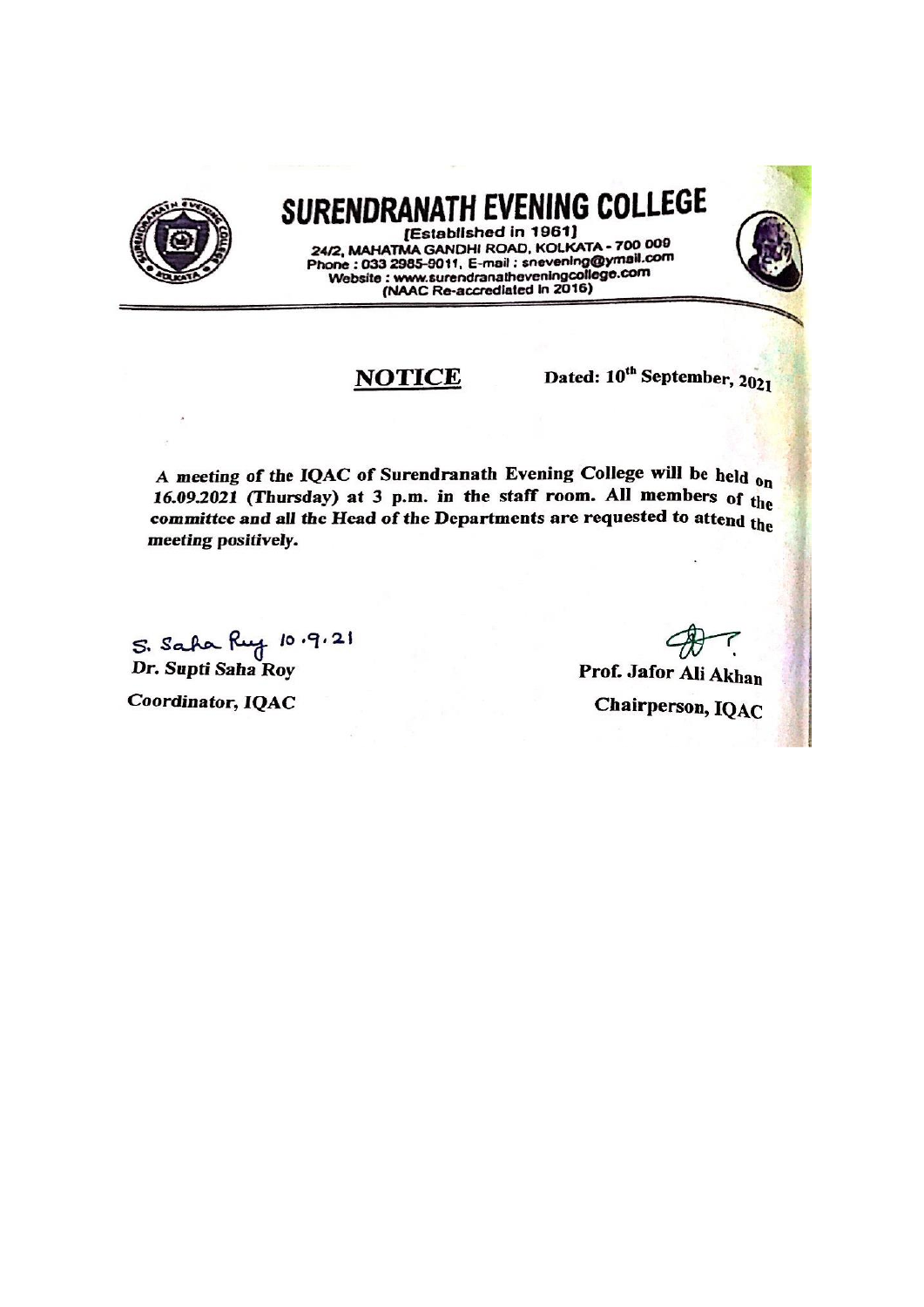# SURENDRANATH EVENING COLLEGE

[Established in 1961]
24/2, MAHATMA GANDHI ROAD, KOLKATA - 700 009
Phone : 033 2985-9011, E-mail : snevening@ymail.com
Website : www.surendranatheveningcollege.com
(NAAC Re-accredited in 2016)

**NOTICE** **Dated: 10th September, 2021**

**A meeting of the IQAC of Surendranath Evening College will be held on *16.09.2021* (Thursday) at 3 p.m. in the staff room. All members of the committee and all the Head of the Departments are requested to attend the *meeting positively.***

S. Saha Roy 10.9.21
**Dr. Supti Saha Roy**
**Coordinator, IQAC**

**Prof. Jafor Ali Akhan**
**Chairperson, IQAC**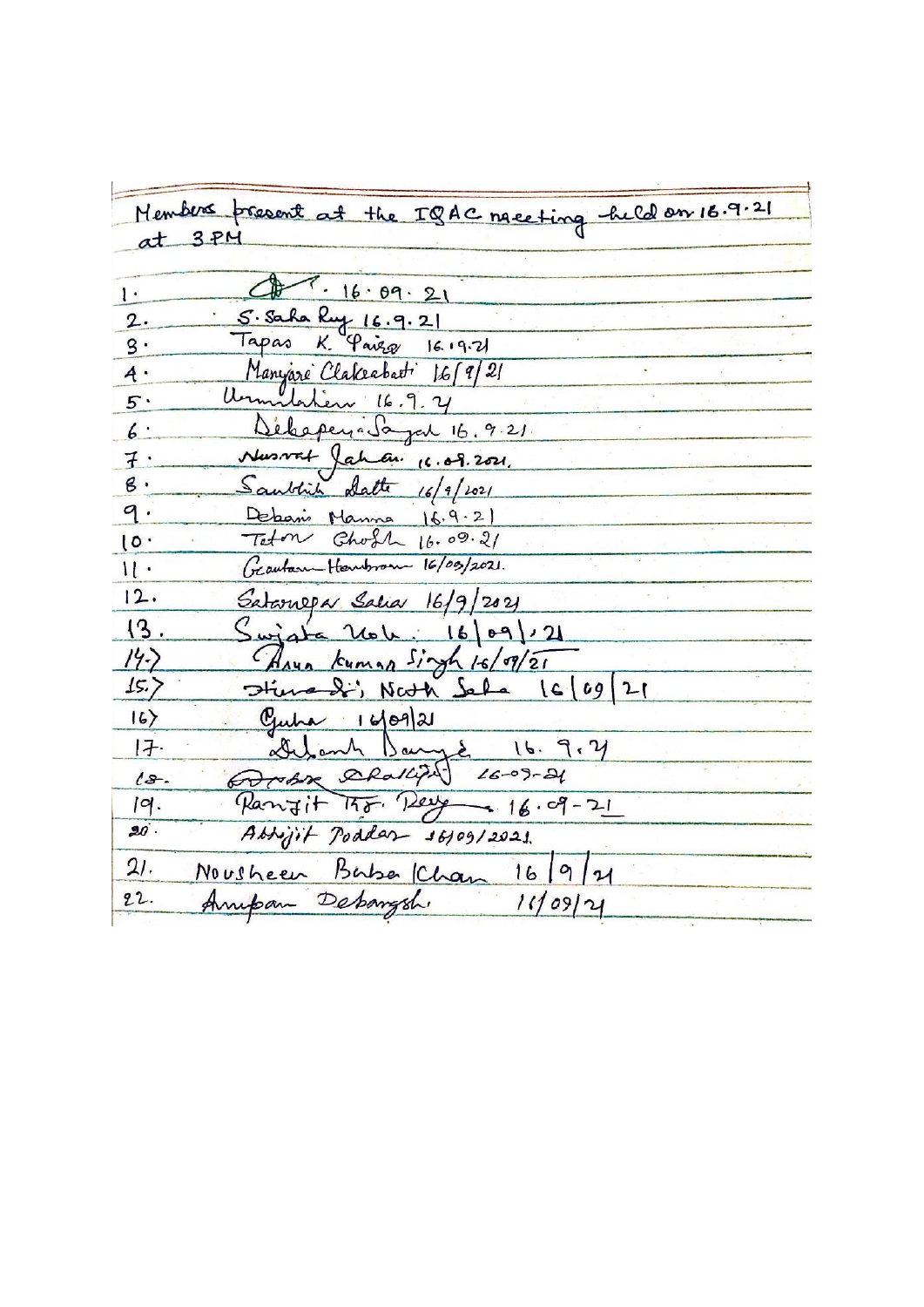Members present at the IQAC meeting held on 16.9.21 at 3 PM

1. (signature) 16.09.21
2. S. Saha Ray 16.9.21
3. Tapas K. Paira 16.9.21
4. Manjari Chakrabarti 16/9/21
5. Urmilahen 16.9.21
6. Debapriya Sayal 16.9.21
7. Nusrat Jahan 16.09.2021
8. Saubhik Datta 16/9/2021
9. Debasis Manna 16.9.21
10. Tatan Ghosh 16.09.21
11. Gautam Hembram 16/09/2021.
12. Satarupa Saha 16/9/2021
13. Sujata Nath 16/09/21
14. Arun Kumar Singh 16/09/21
15. Himadri Nath Saha 16/09/21
16. Guha 16/09/21
17. Debasish Banerjee 16.9.21
18. (signature) Chakraborty 16-09-21
19. Ranjit Kr. Roy 16.09-21
20. Abhijit Poddar 16/09/2021.
21. Nousheen Baba Khan 16/9/21
22. Anupam Debangshi 16/09/21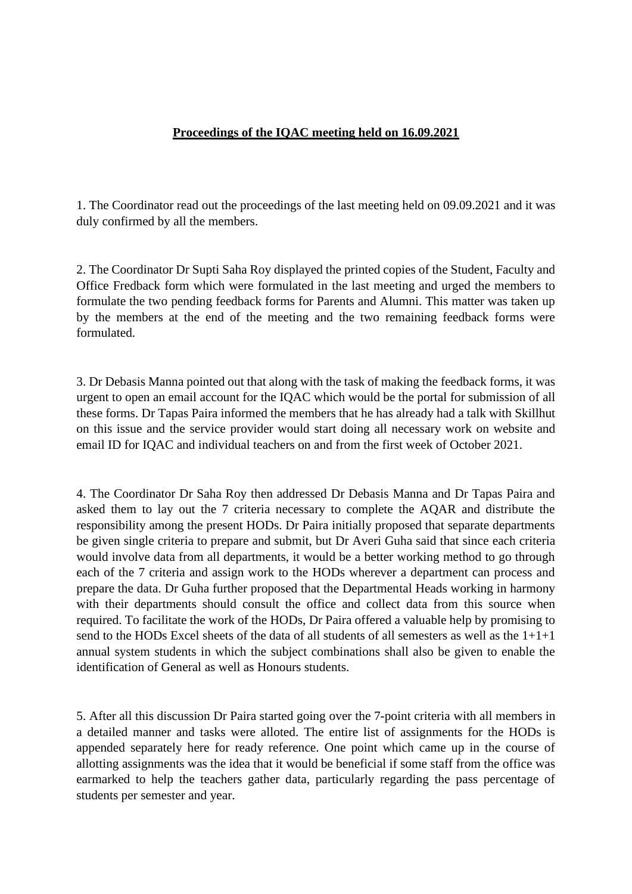**Proceedings of the IQAC meeting held on 16.09.2021**

1. The Coordinator read out the proceedings of the last meeting held on 09.09.2021 and it was duly confirmed by all the members.

2. The Coordinator Dr Supti Saha Roy displayed the printed copies of the Student, Faculty and Office Fredback form which were formulated in the last meeting and urged the members to formulate the two pending feedback forms for Parents and Alumni. This matter was taken up by the members at the end of the meeting and the two remaining feedback forms were formulated.

3. Dr Debasis Manna pointed out that along with the task of making the feedback forms, it was urgent to open an email account for the IQAC which would be the portal for submission of all these forms. Dr Tapas Paira informed the members that he has already had a talk with Skillhut on this issue and the service provider would start doing all necessary work on website and email ID for IQAC and individual teachers on and from the first week of October 2021.

4. The Coordinator Dr Saha Roy then addressed Dr Debasis Manna and Dr Tapas Paira and asked them to lay out the 7 criteria necessary to complete the AQAR and distribute the responsibility among the present HODs. Dr Paira initially proposed that separate departments be given single criteria to prepare and submit, but Dr Averi Guha said that since each criteria would involve data from all departments, it would be a better working method to go through each of the 7 criteria and assign work to the HODs wherever a department can process and prepare the data. Dr Guha further proposed that the Departmental Heads working in harmony with their departments should consult the office and collect data from this source when required. To facilitate the work of the HODs, Dr Paira offered a valuable help by promising to send to the HODs Excel sheets of the data of all students of all semesters as well as the 1+1+1 annual system students in which the subject combinations shall also be given to enable the identification of General as well as Honours students.

5. After all this discussion Dr Paira started going over the 7-point criteria with all members in a detailed manner and tasks were alloted. The entire list of assignments for the HODs is appended separately here for ready reference. One point which came up in the course of allotting assignments was the idea that it would be beneficial if some staff from the office was earmarked to help the teachers gather data, particularly regarding the pass percentage of students per semester and year.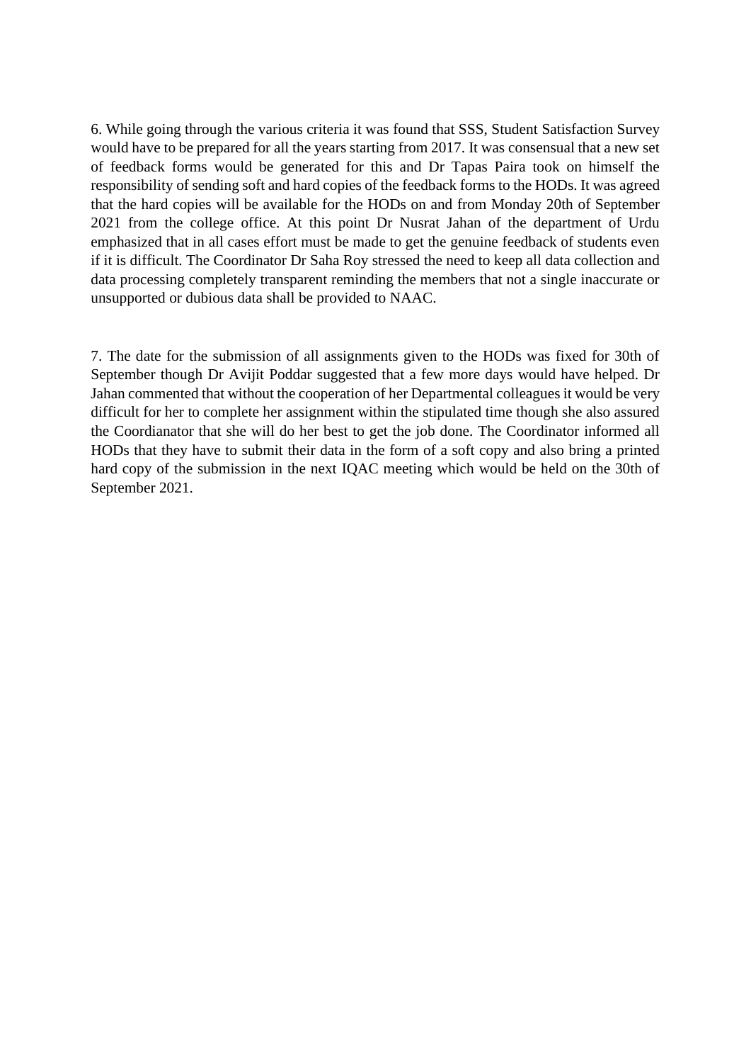6. While going through the various criteria it was found that SSS, Student Satisfaction Survey would have to be prepared for all the years starting from 2017. It was consensual that a new set of feedback forms would be generated for this and Dr Tapas Paira took on himself the responsibility of sending soft and hard copies of the feedback forms to the HODs. It was agreed that the hard copies will be available for the HODs on and from Monday 20th of September 2021 from the college office. At this point Dr Nusrat Jahan of the department of Urdu emphasized that in all cases effort must be made to get the genuine feedback of students even if it is difficult. The Coordinator Dr Saha Roy stressed the need to keep all data collection and data processing completely transparent reminding the members that not a single inaccurate or unsupported or dubious data shall be provided to NAAC.

7. The date for the submission of all assignments given to the HODs was fixed for 30th of September though Dr Avijit Poddar suggested that a few more days would have helped. Dr Jahan commented that without the cooperation of her Departmental colleagues it would be very difficult for her to complete her assignment within the stipulated time though she also assured the Coordianator that she will do her best to get the job done. The Coordinator informed all HODs that they have to submit their data in the form of a soft copy and also bring a printed hard copy of the submission in the next IQAC meeting which would be held on the 30th of September 2021.